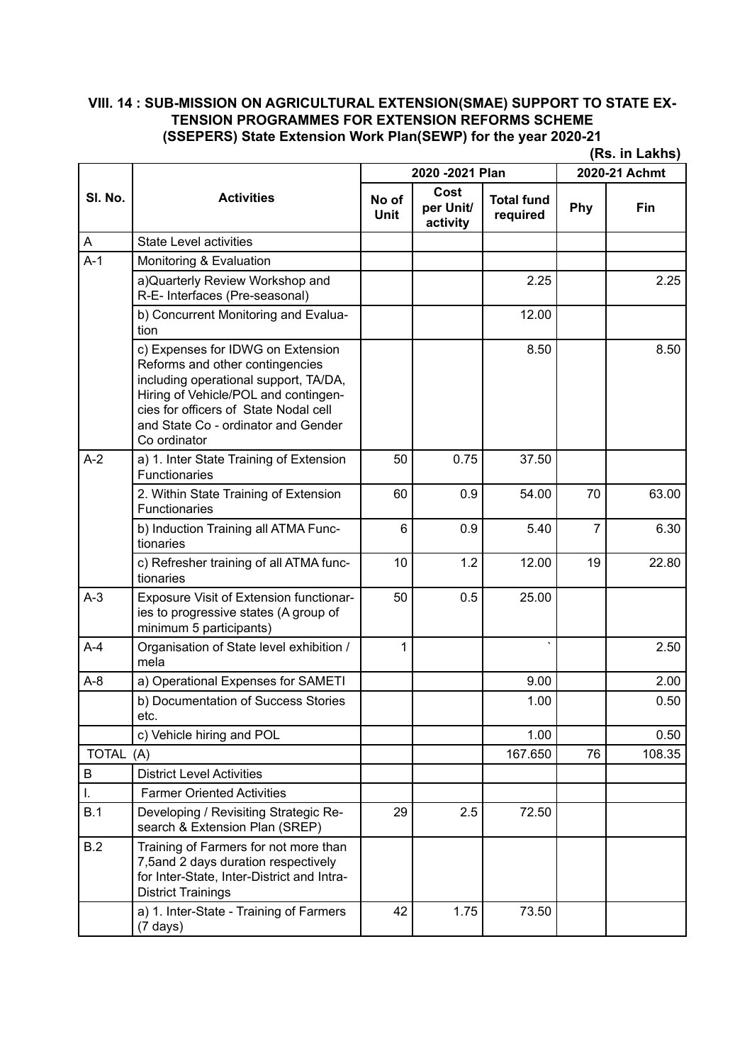**VIII. 14 : SUB-MISSION ON AGRICULTURAL EXTENSION(SMAE) SUPPORT TO STATE EXTENSION PROGRAMMES FOR EXTENSION REFORMS SCHEME (SSEPERS) State Extension Work Plan(SEWP) for the year 2020-21**

**(Rs. in Lakhs)**

| Sl. No. | Activities | 2020 -2021 Plan | | | 2020-21 Achmt | |
|---|---|---|---|---|---|---|
| | | No of Unit | Cost per Unit/ activity | Total fund required | Phy | Fin |
| A | State Level activities | | | | | |
| A-1 | Monitoring & Evaluation | | | | | |
| | a)Quarterly Review Workshop and R-E- Interfaces (Pre-seasonal) | | | 2.25 | | 2.25 |
| | b) Concurrent Monitoring and Evaluation | | | 12.00 | | |
| | c) Expenses for IDWG on Extension Reforms and other contingencies including operational support, TA/DA, Hiring of Vehicle/POL and contingencies for officers of State Nodal cell and State Co - ordinator and Gender Co ordinator | | | 8.50 | | 8.50 |
| A-2 | a) 1. Inter State Training of Extension Functionaries | 50 | 0.75 | 37.50 | | |
| | 2. Within State Training of Extension Functionaries | 60 | 0.9 | 54.00 | 70 | 63.00 |
| | b) Induction Training all ATMA Functionaries | 6 | 0.9 | 5.40 | 7 | 6.30 |
| | c) Refresher training of all ATMA functionaries | 10 | 1.2 | 12.00 | 19 | 22.80 |
| A-3 | Exposure Visit of Extension functionaries to progressive states (A group of minimum 5 participants) | 50 | 0.5 | 25.00 | | |
| A-4 | Organisation of State level exhibition / mela | 1 | | ` | | 2.50 |
| A-8 | a) Operational Expenses for SAMETI | | | 9.00 | | 2.00 |
| | b) Documentation of Success Stories etc. | | | 1.00 | | 0.50 |
| | c) Vehicle hiring and POL | | | 1.00 | | 0.50 |
| TOTAL (A) | | | | 167.650 | 76 | 108.35 |
| B | District Level Activities | | | | | |
| I. | Farmer Oriented Activities | | | | | |
| B.1 | Developing / Revisiting Strategic Research & Extension Plan (SREP) | 29 | 2.5 | 72.50 | | |
| B.2 | Training of Farmers for not more than 7,5and 2 days duration respectively for Inter-State, Inter-District and Intra-District Trainings | | | | | |
| | a) 1. Inter-State - Training of Farmers (7 days) | 42 | 1.75 | 73.50 | | |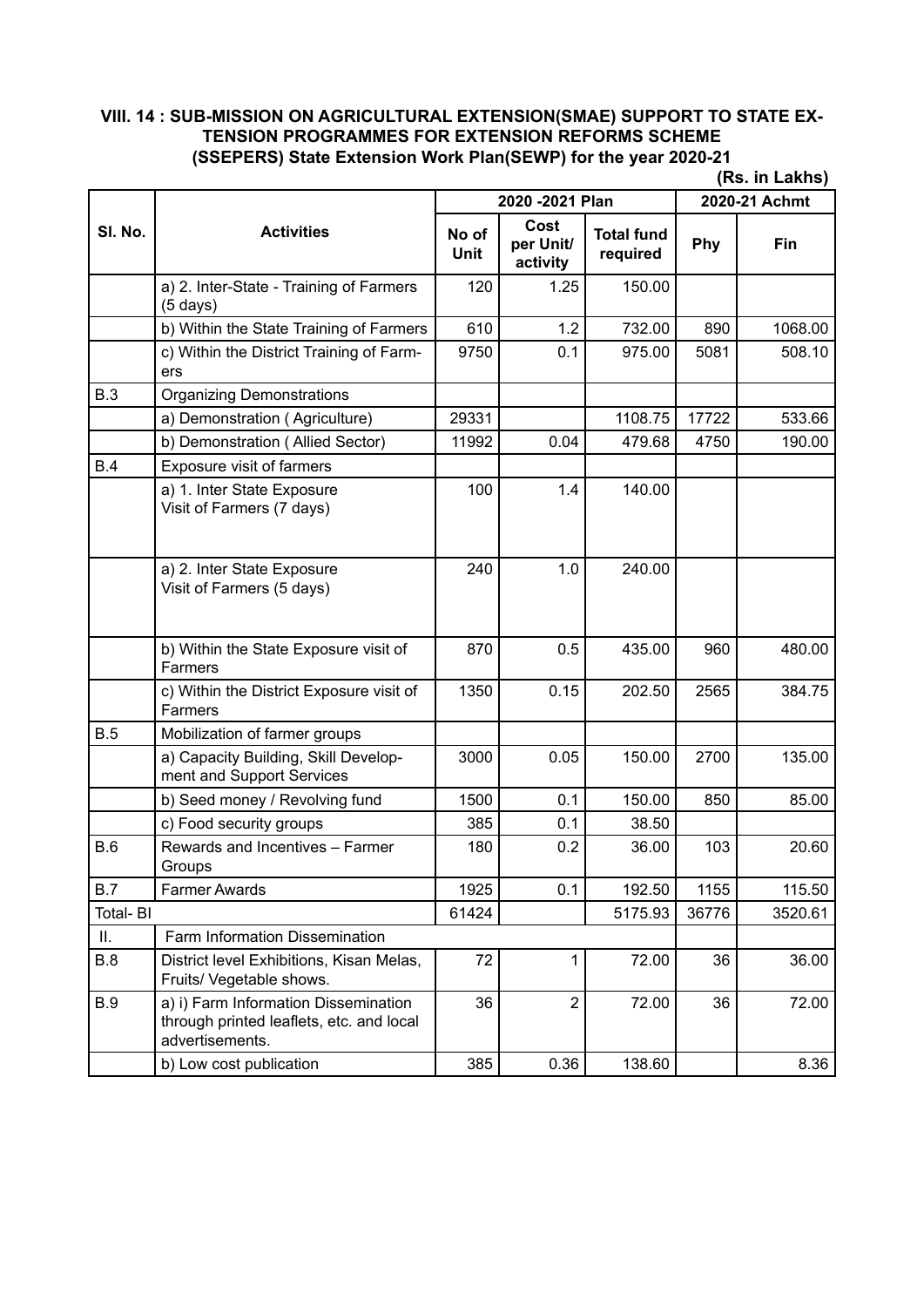**VIII. 14 : SUB-MISSION ON AGRICULTURAL EXTENSION(SMAE) SUPPORT TO STATE EXTENSION PROGRAMMES FOR EXTENSION REFORMS SCHEME (SSEPERS) State Extension Work Plan(SEWP) for the year 2020-21**

**(Rs. in Lakhs)**

| Sl. No. | Activities | 2020 -2021 Plan | | | 2020-21 Achmt | |
|---|---|---|---|---|---|---|
| | | No of Unit | Cost per Unit/ activity | Total fund required | Phy | Fin |
| | a) 2. Inter-State - Training of Farmers (5 days) | 120 | 1.25 | 150.00 | | |
| | b) Within the State Training of Farmers | 610 | 1.2 | 732.00 | 890 | 1068.00 |
| | c) Within the District Training of Farmers | 9750 | 0.1 | 975.00 | 5081 | 508.10 |
| B.3 | Organizing Demonstrations | | | | | |
| | a) Demonstration ( Agriculture) | 29331 | | 1108.75 | 17722 | 533.66 |
| | b) Demonstration ( Allied Sector) | 11992 | 0.04 | 479.68 | 4750 | 190.00 |
| B.4 | Exposure visit of farmers | | | | | |
| | a) 1. Inter State Exposure Visit of Farmers (7 days) | 100 | 1.4 | 140.00 | | |
| | a) 2. Inter State Exposure Visit of Farmers (5 days) | 240 | 1.0 | 240.00 | | |
| | b) Within the State Exposure visit of Farmers | 870 | 0.5 | 435.00 | 960 | 480.00 |
| | c) Within the District Exposure visit of Farmers | 1350 | 0.15 | 202.50 | 2565 | 384.75 |
| B.5 | Mobilization of farmer groups | | | | | |
| | a) Capacity Building, Skill Development and Support Services | 3000 | 0.05 | 150.00 | 2700 | 135.00 |
| | b) Seed money / Revolving fund | 1500 | 0.1 | 150.00 | 850 | 85.00 |
| | c) Food security groups | 385 | 0.1 | 38.50 | | |
| B.6 | Rewards and Incentives – Farmer Groups | 180 | 0.2 | 36.00 | 103 | 20.60 |
| B.7 | Farmer Awards | 1925 | 0.1 | 192.50 | 1155 | 115.50 |
| Total- BI | | 61424 | | 5175.93 | 36776 | 3520.61 |
| II. | Farm Information Dissemination | | | | | |
| B.8 | District level Exhibitions, Kisan Melas, Fruits/ Vegetable shows. | 72 | 1 | 72.00 | 36 | 36.00 |
| B.9 | a) i) Farm Information Dissemination through printed leaflets, etc. and local advertisements. | 36 | 2 | 72.00 | 36 | 72.00 |
| | b) Low cost publication | 385 | 0.36 | 138.60 | | 8.36 |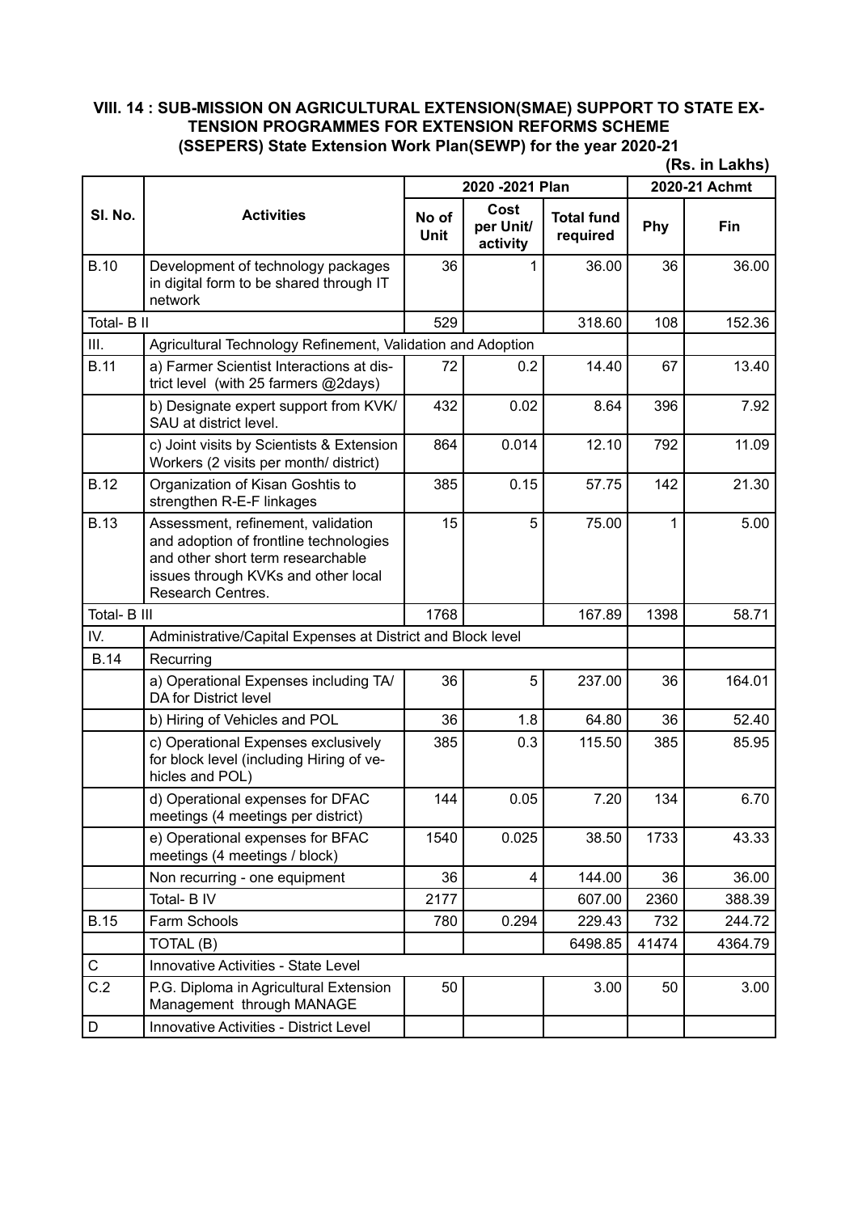**VIII. 14 : SUB-MISSION ON AGRICULTURAL EXTENSION(SMAE) SUPPORT TO STATE EXTENSION PROGRAMMES FOR EXTENSION REFORMS SCHEME (SSEPERS) State Extension Work Plan(SEWP) for the year 2020-21**

**(Rs. in Lakhs)**

| Sl. No. | Activities | 2020 -2021 Plan | | | 2020-21 Achmt | |
|---|---|---|---|---|---|---|
| | | No of Unit | Cost per Unit/ activity | Total fund required | Phy | Fin |
| B.10 | Development of technology packages in digital form to be shared through IT network | 36 | 1 | 36.00 | 36 | 36.00 |
| Total- B II | | 529 | | 318.60 | 108 | 152.36 |
| III. | Agricultural Technology Refinement, Validation and Adoption | | | | | |
| B.11 | a) Farmer Scientist Interactions at district level (with 25 farmers @2days) | 72 | 0.2 | 14.40 | 67 | 13.40 |
| | b) Designate expert support from KVK/ SAU at district level. | 432 | 0.02 | 8.64 | 396 | 7.92 |
| | c) Joint visits by Scientists & Extension Workers (2 visits per month/ district) | 864 | 0.014 | 12.10 | 792 | 11.09 |
| B.12 | Organization of Kisan Goshtis to strengthen R-E-F linkages | 385 | 0.15 | 57.75 | 142 | 21.30 |
| B.13 | Assessment, refinement, validation and adoption of frontline technologies and other short term researchable issues through KVKs and other local Research Centres. | 15 | 5 | 75.00 | 1 | 5.00 |
| Total- B III | | 1768 | | 167.89 | 1398 | 58.71 |
| IV. | Administrative/Capital Expenses at District and Block level | | | | | |
| B.14 | Recurring | | | | | |
| | a) Operational Expenses including TA/ DA for District level | 36 | 5 | 237.00 | 36 | 164.01 |
| | b) Hiring of Vehicles and POL | 36 | 1.8 | 64.80 | 36 | 52.40 |
| | c) Operational Expenses exclusively for block level (including Hiring of vehicles and POL) | 385 | 0.3 | 115.50 | 385 | 85.95 |
| | d) Operational expenses for DFAC meetings (4 meetings per district) | 144 | 0.05 | 7.20 | 134 | 6.70 |
| | e) Operational expenses for BFAC meetings (4 meetings / block) | 1540 | 0.025 | 38.50 | 1733 | 43.33 |
| | Non recurring - one equipment | 36 | 4 | 144.00 | 36 | 36.00 |
| | Total- B IV | 2177 | | 607.00 | 2360 | 388.39 |
| B.15 | Farm Schools | 780 | 0.294 | 229.43 | 732 | 244.72 |
| | TOTAL (B) | | | 6498.85 | 41474 | 4364.79 |
| C | Innovative Activities - State Level | | | | | |
| C.2 | P.G. Diploma in Agricultural Extension Management through MANAGE | 50 | | 3.00 | 50 | 3.00 |
| D | Innovative Activities - District Level | | | | | |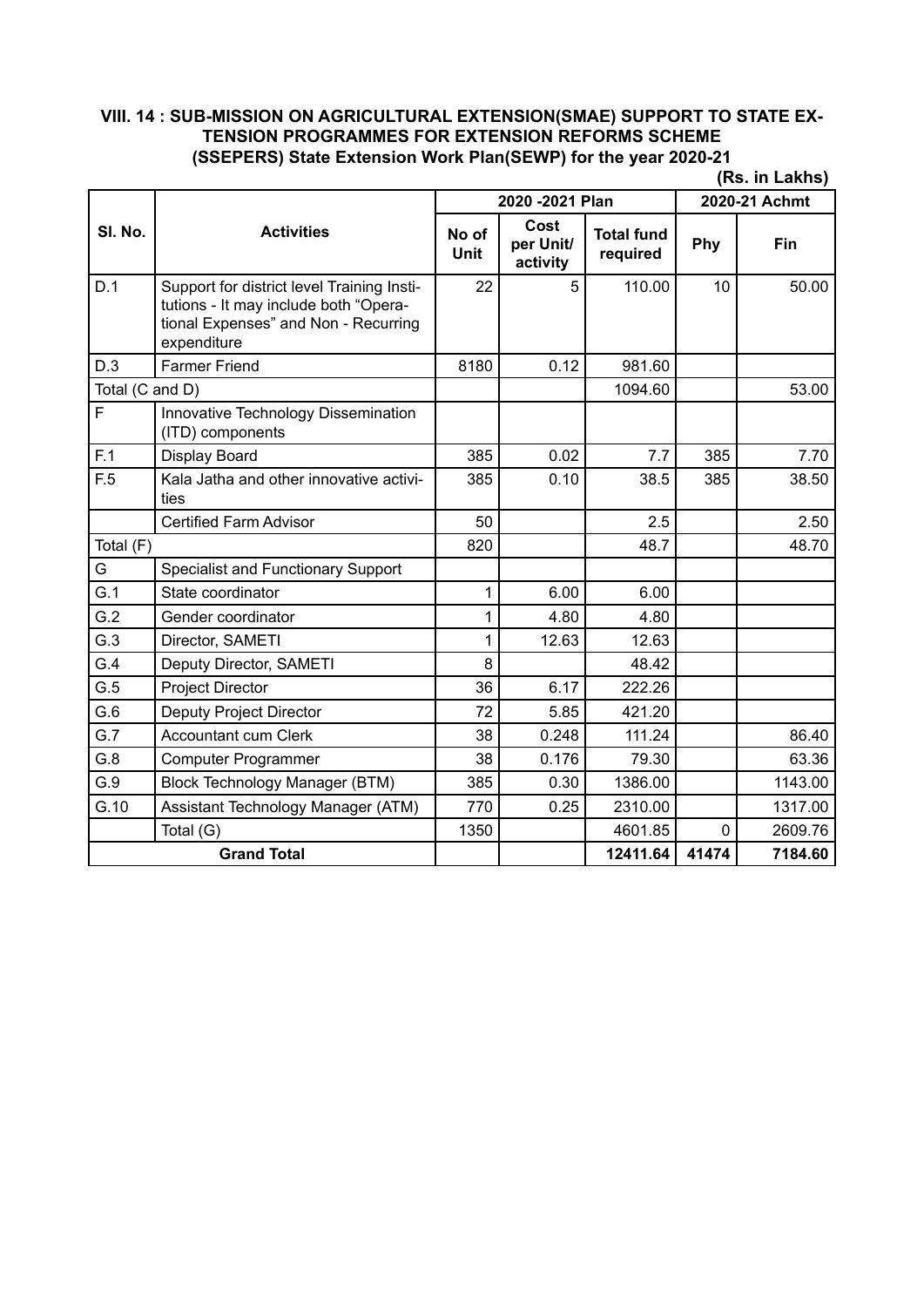**VIII. 14 : SUB-MISSION ON AGRICULTURAL EXTENSION(SMAE) SUPPORT TO STATE EXTENSION PROGRAMMES FOR EXTENSION REFORMS SCHEME (SSEPERS) State Extension Work Plan(SEWP) for the year 2020-21**

**(Rs. in Lakhs)**

| Sl. No. | Activities | 2020 -2021 Plan | | | 2020-21 Achmt | |
|---|---|---|---|---|---|---|
| | | No of Unit | Cost per Unit/ activity | Total fund required | Phy | Fin |
| D.1 | Support for district level Training Institutions - It may include both "Operational Expenses" and Non - Recurring expenditure | 22 | 5 | 110.00 | 10 | 50.00 |
| D.3 | Farmer Friend | 8180 | 0.12 | 981.60 | | |
| Total (C and D) | | | | 1094.60 | | 53.00 |
| F | Innovative Technology Dissemination (ITD) components | | | | | |
| F.1 | Display Board | 385 | 0.02 | 7.7 | 385 | 7.70 |
| F.5 | Kala Jatha and other innovative activities | 385 | 0.10 | 38.5 | 385 | 38.50 |
| | Certified Farm Advisor | 50 | | 2.5 | | 2.50 |
| Total (F) | | 820 | | 48.7 | | 48.70 |
| G | Specialist and Functionary Support | | | | | |
| G.1 | State coordinator | 1 | 6.00 | 6.00 | | |
| G.2 | Gender coordinator | 1 | 4.80 | 4.80 | | |
| G.3 | Director, SAMETI | 1 | 12.63 | 12.63 | | |
| G.4 | Deputy Director, SAMETI | 8 | | 48.42 | | |
| G.5 | Project Director | 36 | 6.17 | 222.26 | | |
| G.6 | Deputy Project Director | 72 | 5.85 | 421.20 | | |
| G.7 | Accountant cum Clerk | 38 | 0.248 | 111.24 | | 86.40 |
| G.8 | Computer Programmer | 38 | 0.176 | 79.30 | | 63.36 |
| G.9 | Block Technology Manager (BTM) | 385 | 0.30 | 1386.00 | | 1143.00 |
| G.10 | Assistant Technology Manager (ATM) | 770 | 0.25 | 2310.00 | | 1317.00 |
| | Total (G) | 1350 | | 4601.85 | 0 | 2609.76 |
| **Grand Total** | | | | **12411.64** | **41474** | **7184.60** |